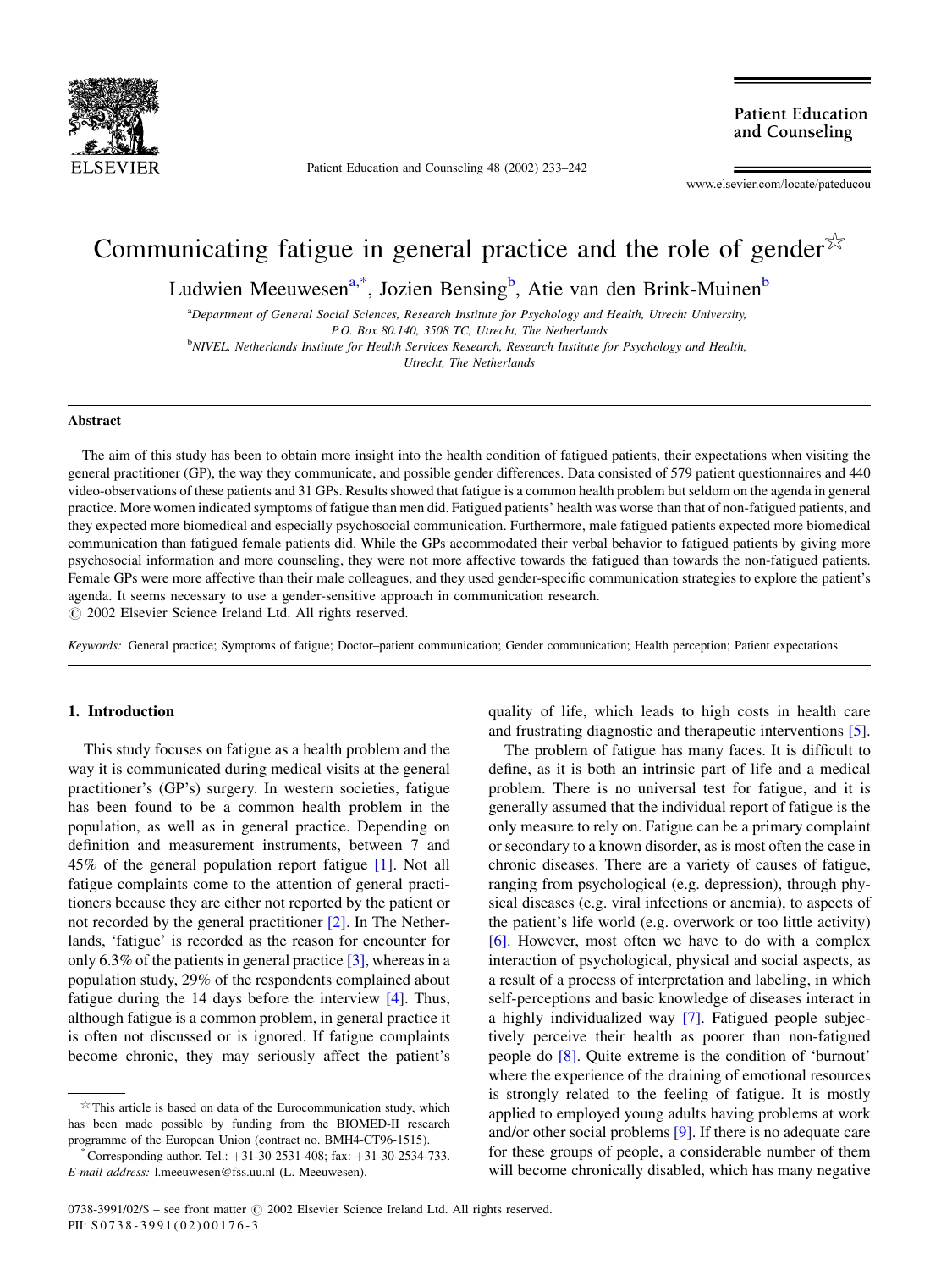# Communicating fatigue in general practice and the role of gender☆

Ludwien Meeuwesen[a,*], Jozien Bensing[b], Atie van den Brink-Muinen[b]

[a]Department of General Social Sciences, Research Institute for Psychology and Health, Utrecht University, P.O. Box 80.140, 3508 TC, Utrecht, The Netherlands

[b]NIVEL, Netherlands Institute for Health Services Research, Research Institute for Psychology and Health, Utrecht, The Netherlands

## Abstract

The aim of this study has been to obtain more insight into the health condition of fatigued patients, their expectations when visiting the general practitioner (GP), the way they communicate, and possible gender differences. Data consisted of 579 patient questionnaires and 440 video-observations of these patients and 31 GPs. Results showed that fatigue is a common health problem but seldom on the agenda in general practice. More women indicated symptoms of fatigue than men did. Fatigued patients' health was worse than that of non-fatigued patients, and they expected more biomedical and especially psychosocial communication. Furthermore, male fatigued patients expected more biomedical communication than fatigued female patients did. While the GPs accommodated their verbal behavior to fatigued patients by giving more psychosocial information and more counseling, they were not more affective towards the fatigued than towards the non-fatigued patients. Female GPs were more affective than their male colleagues, and they used gender-specific communication strategies to explore the patient's agenda. It seems necessary to use a gender-sensitive approach in communication research.

© 2002 Elsevier Science Ireland Ltd. All rights reserved.

*Keywords:* General practice; Symptoms of fatigue; Doctor–patient communication; Gender communication; Health perception; Patient expectations

## 1. Introduction

This study focuses on fatigue as a health problem and the way it is communicated during medical visits at the general practitioner's (GP's) surgery. In western societies, fatigue has been found to be a common health problem in the population, as well as in general practice. Depending on definition and measurement instruments, between 7 and 45% of the general population report fatigue [1]. Not all fatigue complaints come to the attention of general practitioners because they are either not reported by the patient or not recorded by the general practitioner [2]. In The Netherlands, 'fatigue' is recorded as the reason for encounter for only 6.3% of the patients in general practice [3], whereas in a population study, 29% of the respondents complained about fatigue during the 14 days before the interview [4]. Thus, although fatigue is a common problem, in general practice it is often not discussed or is ignored. If fatigue complaints become chronic, they may seriously affect the patient's quality of life, which leads to high costs in health care and frustrating diagnostic and therapeutic interventions [5].

The problem of fatigue has many faces. It is difficult to define, as it is both an intrinsic part of life and a medical problem. There is no universal test for fatigue, and it is generally assumed that the individual report of fatigue is the only measure to rely on. Fatigue can be a primary complaint or secondary to a known disorder, as is most often the case in chronic diseases. There are a variety of causes of fatigue, ranging from psychological (e.g. depression), through physical diseases (e.g. viral infections or anemia), to aspects of the patient's life world (e.g. overwork or too little activity) [6]. However, most often we have to do with a complex interaction of psychological, physical and social aspects, as a result of a process of interpretation and labeling, in which self-perceptions and basic knowledge of diseases interact in a highly individualized way [7]. Fatigued people subjectively perceive their health as poorer than non-fatigued people do [8]. Quite extreme is the condition of 'burnout' where the experience of the draining of emotional resources is strongly related to the feeling of fatigue. It is mostly applied to employed young adults having problems at work and/or other social problems [9]. If there is no adequate care for these groups of people, a considerable number of them will become chronically disabled, which has many negative

☆This article is based on data of the Eurocommunication study, which has been made possible by funding from the BIOMED-II research programme of the European Union (contract no. BMH4-CT96-1515).

*Corresponding author. Tel.: +31-30-2531-408; fax: +31-30-2534-733. *E-mail address:* l.meeuwesen@fss.uu.nl (L. Meeuwesen).

0738-3991/02/$ – see front matter © 2002 Elsevier Science Ireland Ltd. All rights reserved.
PII: S0738-3991(02)00176-3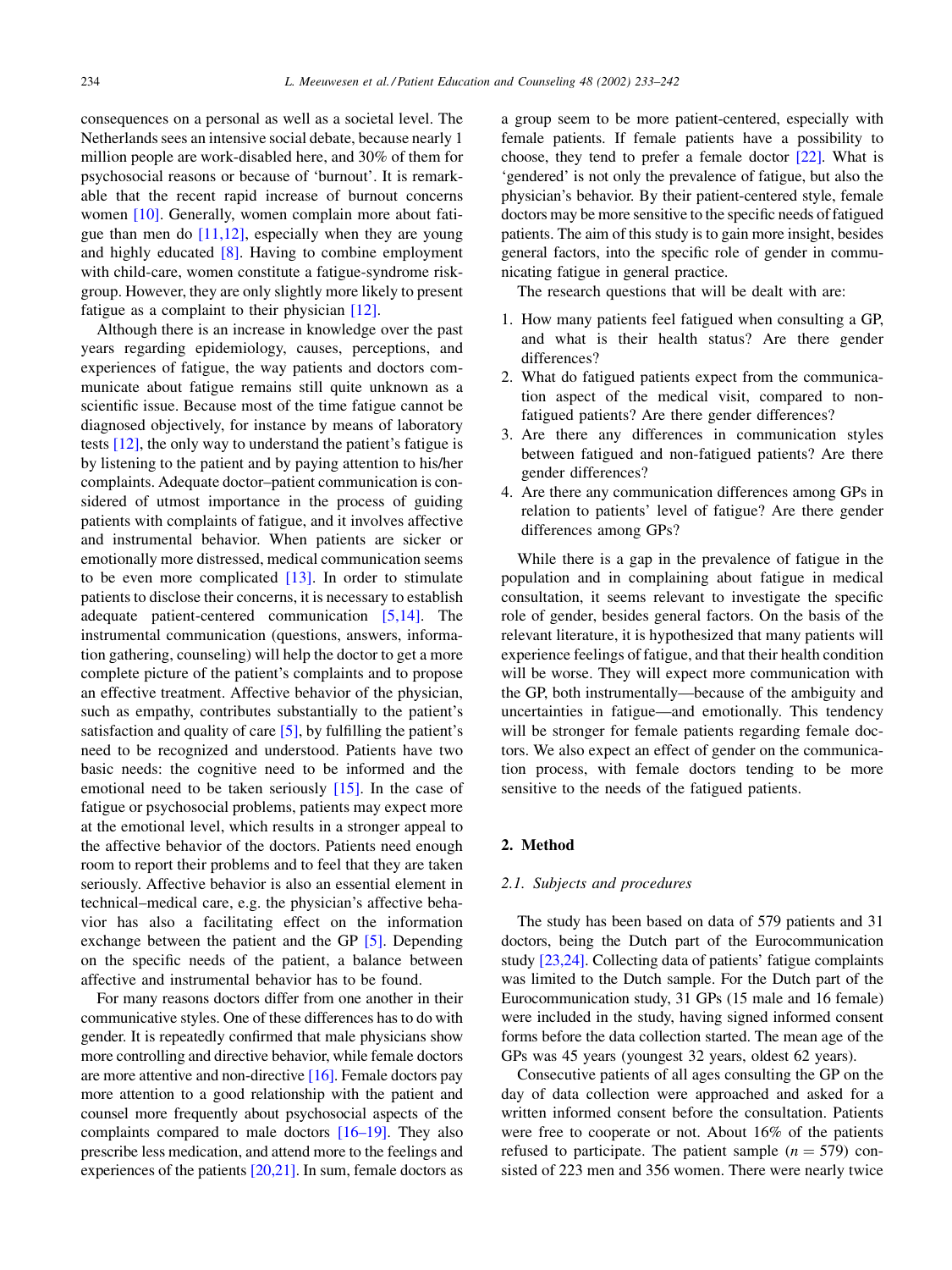consequences on a personal as well as a societal level. The Netherlands sees an intensive social debate, because nearly 1 million people are work-disabled here, and 30% of them for psychosocial reasons or because of 'burnout'. It is remarkable that the recent rapid increase of burnout concerns women [10]. Generally, women complain more about fatigue than men do [11,12], especially when they are young and highly educated [8]. Having to combine employment with child-care, women constitute a fatigue-syndrome risk-group. However, they are only slightly more likely to present fatigue as a complaint to their physician [12].

Although there is an increase in knowledge over the past years regarding epidemiology, causes, perceptions, and experiences of fatigue, the way patients and doctors communicate about fatigue remains still quite unknown as a scientific issue. Because most of the time fatigue cannot be diagnosed objectively, for instance by means of laboratory tests [12], the only way to understand the patient's fatigue is by listening to the patient and by paying attention to his/her complaints. Adequate doctor–patient communication is considered of utmost importance in the process of guiding patients with complaints of fatigue, and it involves affective and instrumental behavior. When patients are sicker or emotionally more distressed, medical communication seems to be even more complicated [13]. In order to stimulate patients to disclose their concerns, it is necessary to establish adequate patient-centered communication [5,14]. The instrumental communication (questions, answers, information gathering, counseling) will help the doctor to get a more complete picture of the patient's complaints and to propose an effective treatment. Affective behavior of the physician, such as empathy, contributes substantially to the patient's satisfaction and quality of care [5], by fulfilling the patient's need to be recognized and understood. Patients have two basic needs: the cognitive need to be informed and the emotional need to be taken seriously [15]. In the case of fatigue or psychosocial problems, patients may expect more at the emotional level, which results in a stronger appeal to the affective behavior of the doctors. Patients need enough room to report their problems and to feel that they are taken seriously. Affective behavior is also an essential element in technical–medical care, e.g. the physician's affective behavior has also a facilitating effect on the information exchange between the patient and the GP [5]. Depending on the specific needs of the patient, a balance between affective and instrumental behavior has to be found.

For many reasons doctors differ from one another in their communicative styles. One of these differences has to do with gender. It is repeatedly confirmed that male physicians show more controlling and directive behavior, while female doctors are more attentive and non-directive [16]. Female doctors pay more attention to a good relationship with the patient and counsel more frequently about psychosocial aspects of the complaints compared to male doctors [16–19]. They also prescribe less medication, and attend more to the feelings and experiences of the patients [20,21]. In sum, female doctors as a group seem to be more patient-centered, especially with female patients. If female patients have a possibility to choose, they tend to prefer a female doctor [22]. What is 'gendered' is not only the prevalence of fatigue, but also the physician's behavior. By their patient-centered style, female doctors may be more sensitive to the specific needs of fatigued patients. The aim of this study is to gain more insight, besides general factors, into the specific role of gender in communicating fatigue in general practice.

The research questions that will be dealt with are:

1. How many patients feel fatigued when consulting a GP, and what is their health status? Are there gender differences?
2. What do fatigued patients expect from the communication aspect of the medical visit, compared to non-fatigued patients? Are there gender differences?
3. Are there any differences in communication styles between fatigued and non-fatigued patients? Are there gender differences?
4. Are there any communication differences among GPs in relation to patients' level of fatigue? Are there gender differences among GPs?

While there is a gap in the prevalence of fatigue in the population and in complaining about fatigue in medical consultation, it seems relevant to investigate the specific role of gender, besides general factors. On the basis of the relevant literature, it is hypothesized that many patients will experience feelings of fatigue, and that their health condition will be worse. They will expect more communication with the GP, both instrumentally—because of the ambiguity and uncertainties in fatigue—and emotionally. This tendency will be stronger for female patients regarding female doctors. We also expect an effect of gender on the communication process, with female doctors tending to be more sensitive to the needs of the fatigued patients.

## 2. Method

### 2.1. Subjects and procedures

The study has been based on data of 579 patients and 31 doctors, being the Dutch part of the Eurocommunication study [23,24]. Collecting data of patients' fatigue complaints was limited to the Dutch sample. For the Dutch part of the Eurocommunication study, 31 GPs (15 male and 16 female) were included in the study, having signed informed consent forms before the data collection started. The mean age of the GPs was 45 years (youngest 32 years, oldest 62 years).

Consecutive patients of all ages consulting the GP on the day of data collection were approached and asked for a written informed consent before the consultation. Patients were free to cooperate or not. About 16% of the patients refused to participate. The patient sample ($n = 579$) consisted of 223 men and 356 women. There were nearly twice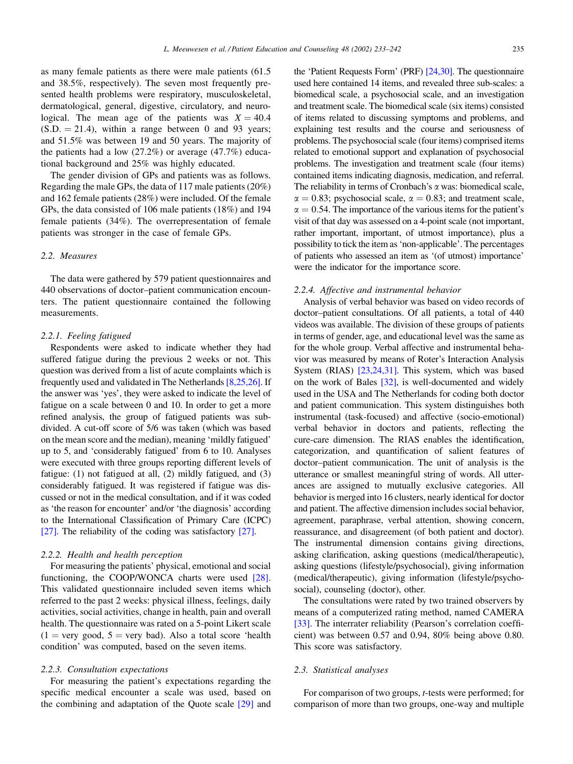as many female patients as there were male patients (61.5 and 38.5%, respectively). The seven most frequently presented health problems were respiratory, musculoskeletal, dermatological, general, digestive, circulatory, and neurological. The mean age of the patients was $X = 40.4$ (S.D. $= 21.4$), within a range between 0 and 93 years; and 51.5% was between 19 and 50 years. The majority of the patients had a low (27.2%) or average (47.7%) educational background and 25% was highly educated.

The gender division of GPs and patients was as follows. Regarding the male GPs, the data of 117 male patients (20%) and 162 female patients (28%) were included. Of the female GPs, the data consisted of 106 male patients (18%) and 194 female patients (34%). The overrepresentation of female patients was stronger in the case of female GPs.

### 2.2. Measures

The data were gathered by 579 patient questionnaires and 440 observations of doctor–patient communication encounters. The patient questionnaire contained the following measurements.

#### 2.2.1. Feeling fatigued

Respondents were asked to indicate whether they had suffered fatigue during the previous 2 weeks or not. This question was derived from a list of acute complaints which is frequently used and validated in The Netherlands [8,25,26]. If the answer was 'yes', they were asked to indicate the level of fatigue on a scale between 0 and 10. In order to get a more refined analysis, the group of fatigued patients was subdivided. A cut-off score of 5/6 was taken (which was based on the mean score and the median), meaning 'mildly fatigued' up to 5, and 'considerably fatigued' from 6 to 10. Analyses were executed with three groups reporting different levels of fatigue: (1) not fatigued at all, (2) mildly fatigued, and (3) considerably fatigued. It was registered if fatigue was discussed or not in the medical consultation, and if it was coded as 'the reason for encounter' and/or 'the diagnosis' according to the International Classification of Primary Care (ICPC) [27]. The reliability of the coding was satisfactory [27].

#### 2.2.2. Health and health perception

For measuring the patients' physical, emotional and social functioning, the COOP/WONCA charts were used [28]. This validated questionnaire included seven items which referred to the past 2 weeks: physical illness, feelings, daily activities, social activities, change in health, pain and overall health. The questionnaire was rated on a 5-point Likert scale ($1 =$ very good, $5 =$ very bad). Also a total score 'health condition' was computed, based on the seven items.

#### 2.2.3. Consultation expectations

For measuring the patient's expectations regarding the specific medical encounter a scale was used, based on the combining and adaptation of the Quote scale [29] and the 'Patient Requests Form' (PRF) [24,30]. The questionnaire used here contained 14 items, and revealed three sub-scales: a biomedical scale, a psychosocial scale, and an investigation and treatment scale. The biomedical scale (six items) consisted of items related to discussing symptoms and problems, and explaining test results and the course and seriousness of problems. The psychosocial scale (four items) comprised items related to emotional support and explanation of psychosocial problems. The investigation and treatment scale (four items) contained items indicating diagnosis, medication, and referral. The reliability in terms of Cronbach's $\alpha$ was: biomedical scale, $\alpha = 0.83$; psychosocial scale, $\alpha = 0.83$; and treatment scale, $\alpha = 0.54$. The importance of the various items for the patient's visit of that day was assessed on a 4-point scale (not important, rather important, important, of utmost importance), plus a possibility to tick the item as 'non-applicable'. The percentages of patients who assessed an item as '(of utmost) importance' were the indicator for the importance score.

#### 2.2.4. Affective and instrumental behavior

Analysis of verbal behavior was based on video records of doctor–patient consultations. Of all patients, a total of 440 videos was available. The division of these groups of patients in terms of gender, age, and educational level was the same as for the whole group. Verbal affective and instrumental behavior was measured by means of Roter's Interaction Analysis System (RIAS) [23,24,31]. This system, which was based on the work of Bales [32], is well-documented and widely used in the USA and The Netherlands for coding both doctor and patient communication. This system distinguishes both instrumental (task-focused) and affective (socio-emotional) verbal behavior in doctors and patients, reflecting the cure-care dimension. The RIAS enables the identification, categorization, and quantification of salient features of doctor–patient communication. The unit of analysis is the utterance or smallest meaningful string of words. All utterances are assigned to mutually exclusive categories. All behavior is merged into 16 clusters, nearly identical for doctor and patient. The affective dimension includes social behavior, agreement, paraphrase, verbal attention, showing concern, reassurance, and disagreement (of both patient and doctor). The instrumental dimension contains giving directions, asking clarification, asking questions (medical/therapeutic), asking questions (lifestyle/psychosocial), giving information (medical/therapeutic), giving information (lifestyle/psychosocial), counseling (doctor), other.

The consultations were rated by two trained observers by means of a computerized rating method, named CAMERA [33]. The interrater reliability (Pearson's correlation coefficient) was between 0.57 and 0.94, 80% being above 0.80. This score was satisfactory.

### 2.3. Statistical analyses

For comparison of two groups, *t*-tests were performed; for comparison of more than two groups, one-way and multiple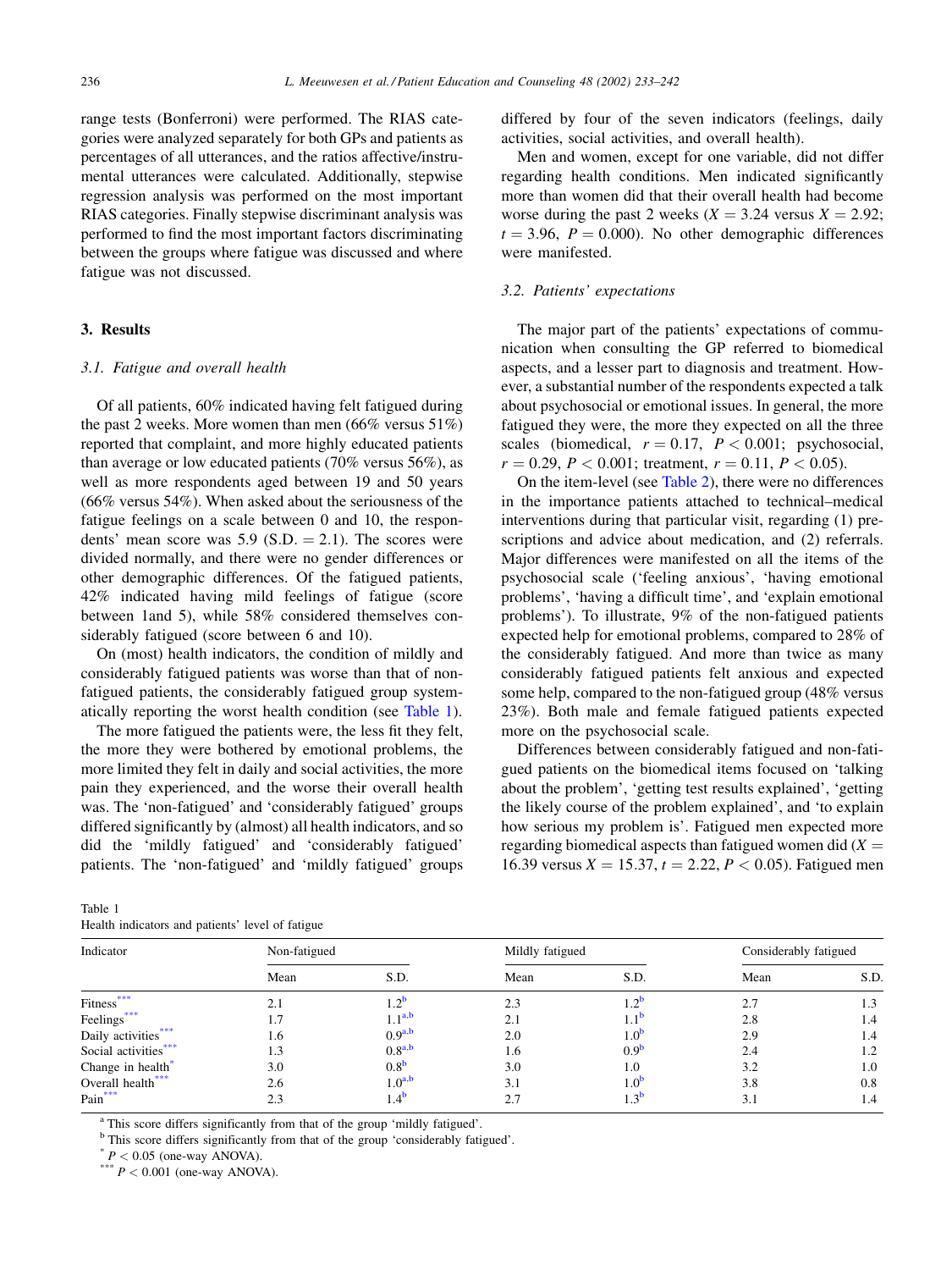range tests (Bonferroni) were performed. The RIAS categories were analyzed separately for both GPs and patients as percentages of all utterances, and the ratios affective/instrumental utterances were calculated. Additionally, stepwise regression analysis was performed on the most important RIAS categories. Finally stepwise discriminant analysis was performed to find the most important factors discriminating between the groups where fatigue was discussed and where fatigue was not discussed.

## 3. Results

### 3.1. Fatigue and overall health

Of all patients, 60% indicated having felt fatigued during the past 2 weeks. More women than men (66% versus 51%) reported that complaint, and more highly educated patients than average or low educated patients (70% versus 56%), as well as more respondents aged between 19 and 50 years (66% versus 54%). When asked about the seriousness of the fatigue feelings on a scale between 0 and 10, the respondents' mean score was 5.9 (S.D. = 2.1). The scores were divided normally, and there were no gender differences or other demographic differences. Of the fatigued patients, 42% indicated having mild feelings of fatigue (score between 1and 5), while 58% considered themselves considerably fatigued (score between 6 and 10).

On (most) health indicators, the condition of mildly and considerably fatigued patients was worse than that of non-fatigued patients, the considerably fatigued group systematically reporting the worst health condition (see Table 1).

The more fatigued the patients were, the less fit they felt, the more they were bothered by emotional problems, the more limited they felt in daily and social activities, the more pain they experienced, and the worse their overall health was. The 'non-fatigued' and 'considerably fatigued' groups differed significantly by (almost) all health indicators, and so did the 'mildly fatigued' and 'considerably fatigued' patients. The 'non-fatigued' and 'mildly fatigued' groups differed by four of the seven indicators (feelings, daily activities, social activities, and overall health).

Men and women, except for one variable, did not differ regarding health conditions. Men indicated significantly more than women did that their overall health had become worse during the past 2 weeks ($X = 3.24$ versus $X = 2.92$; $t = 3.96$, $P = 0.000$). No other demographic differences were manifested.

### 3.2. Patients' expectations

The major part of the patients' expectations of communication when consulting the GP referred to biomedical aspects, and a lesser part to diagnosis and treatment. However, a substantial number of the respondents expected a talk about psychosocial or emotional issues. In general, the more fatigued they were, the more they expected on all the three scales (biomedical, $r = 0.17$, $P < 0.001$; psychosocial, $r = 0.29$, $P < 0.001$; treatment, $r = 0.11$, $P < 0.05$).

On the item-level (see Table 2), there were no differences in the importance patients attached to technical–medical interventions during that particular visit, regarding (1) prescriptions and advice about medication, and (2) referrals. Major differences were manifested on all the items of the psychosocial scale ('feeling anxious', 'having emotional problems', 'having a difficult time', and 'explain emotional problems'). To illustrate, 9% of the non-fatigued patients expected help for emotional problems, compared to 28% of the considerably fatigued. And more than twice as many considerably fatigued patients felt anxious and expected some help, compared to the non-fatigued group (48% versus 23%). Both male and female fatigued patients expected more on the psychosocial scale.

Differences between considerably fatigued and non-fatigued patients on the biomedical items focused on 'talking about the problem', 'getting test results explained', 'getting the likely course of the problem explained', and 'to explain how serious my problem is'. Fatigued men expected more regarding biomedical aspects than fatigued women did ($X = 16.39$ versus $X = 15.37$, $t = 2.22$, $P < 0.05$). Fatigued men

Table 1
Health indicators and patients' level of fatigue

| Indicator | Non-fatigued | | Mildly fatigued | | Considerably fatigued | |
|---|---|---|---|---|---|---|
| | Mean | S.D. | Mean | S.D. | Mean | S.D. |
| Fitness*** | 2.1 | 1.2[b] | 2.3 | 1.2[b] | 2.7 | 1.3 |
| Feelings*** | 1.7 | 1.1[a,b] | 2.1 | 1.1[b] | 2.8 | 1.4 |
| Daily activities*** | 1.6 | 0.9[a,b] | 2.0 | 1.0[b] | 2.9 | 1.4 |
| Social activities*** | 1.3 | 0.8[a,b] | 1.6 | 0.9[b] | 2.4 | 1.2 |
| Change in health* | 3.0 | 0.8[b] | 3.0 | 1.0 | 3.2 | 1.0 |
| Overall health*** | 2.6 | 1.0[a,b] | 3.1 | 1.0[b] | 3.8 | 0.8 |
| Pain*** | 2.3 | 1.4[b] | 2.7 | 1.3[b] | 3.1 | 1.4 |

[a] This score differs significantly from that of the group 'mildly fatigued'.
[b] This score differs significantly from that of the group 'considerably fatigued'.
* $P < 0.05$ (one-way ANOVA).
*** $P < 0.001$ (one-way ANOVA).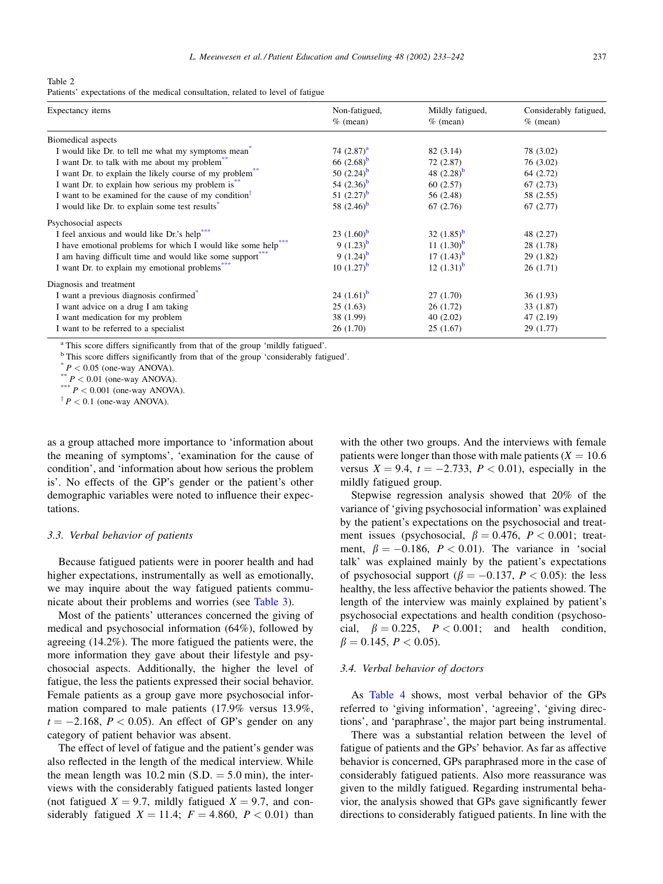Table 2
Patients' expectations of the medical consultation, related to level of fatigue

| Expectancy items | Non-fatigued, % (mean) | Mildly fatigued, % (mean) | Considerably fatigued, % (mean) |
|---|---|---|---|
| Biomedical aspects | | | |
| I would like Dr. to tell me what my symptoms mean* | 74 (2.87)[a] | 82 (3.14) | 78 (3.02) |
| I want Dr. to talk with me about my problem** | 66 (2.68)[b] | 72 (2.87) | 76 (3.02) |
| I want Dr. to explain the likely course of my problem** | 50 (2.24)[b] | 48 (2.28)[b] | 64 (2.72) |
| I want Dr. to explain how serious my problem is** | 54 (2.36)[b] | 60 (2.57) | 67 (2.73) |
| I want to be examined for the cause of my condition† | 51 (2.27)[b] | 56 (2.48) | 58 (2.55) |
| I would like Dr. to explain some test results* | 58 (2.46)[b] | 67 (2.76) | 67 (2.77) |
| Psychosocial aspects | | | |
| I feel anxious and would like Dr.'s help*** | 23 (1.60)[b] | 32 (1.85)[b] | 48 (2.27) |
| I have emotional problems for which I would like some help*** | 9 (1.23)[b] | 11 (1.30)[b] | 28 (1.78) |
| I am having difficult time and would like some support*** | 9 (1.24)[b] | 17 (1.43)[b] | 29 (1.82) |
| I want Dr. to explain my emotional problems*** | 10 (1.27)[b] | 12 (1.31)[b] | 26 (1.71) |
| Diagnosis and treatment | | | |
| I want a previous diagnosis confirmed* | 24 (1.61)[b] | 27 (1.70) | 36 (1.93) |
| I want advice on a drug I am taking | 25 (1.63) | 26 (1.72) | 33 (1.87) |
| I want medication for my problem | 38 (1.99) | 40 (2.02) | 47 (2.19) |
| I want to be referred to a specialist | 26 (1.70) | 25 (1.67) | 29 (1.77) |

[a] This score differs significantly from that of the group 'mildly fatigued'.
[b] This score differs significantly from that of the group 'considerably fatigued'.
* $P < 0.05$ (one-way ANOVA).
** $P < 0.01$ (one-way ANOVA).
*** $P < 0.001$ (one-way ANOVA).
† $P < 0.1$ (one-way ANOVA).

as a group attached more importance to 'information about the meaning of symptoms', 'examination for the cause of condition', and 'information about how serious the problem is'. No effects of the GP's gender or the patient's other demographic variables were noted to influence their expectations.

### 3.3. Verbal behavior of patients

Because fatigued patients were in poorer health and had higher expectations, instrumentally as well as emotionally, we may inquire about the way fatigued patients communicate about their problems and worries (see Table 3).

Most of the patients' utterances concerned the giving of medical and psychosocial information (64%), followed by agreeing (14.2%). The more fatigued the patients were, the more information they gave about their lifestyle and psychosocial aspects. Additionally, the higher the level of fatigue, the less the patients expressed their social behavior. Female patients as a group gave more psychosocial information compared to male patients (17.9% versus 13.9%, $t = -2.168$, $P < 0.05$). An effect of GP's gender on any category of patient behavior was absent.

The effect of level of fatigue and the patient's gender was also reflected in the length of the medical interview. While the mean length was 10.2 min (S.D. = 5.0 min), the interviews with the considerably fatigued patients lasted longer (not fatigued $X = 9.7$, mildly fatigued $X = 9.7$, and considerably fatigued $X = 11.4$; $F = 4.860$, $P < 0.01$) than with the other two groups. And the interviews with female patients were longer than those with male patients ($X = 10.6$ versus $X = 9.4$, $t = -2.733$, $P < 0.01$), especially in the mildly fatigued group.

Stepwise regression analysis showed that 20% of the variance of 'giving psychosocial information' was explained by the patient's expectations on the psychosocial and treatment issues (psychosocial, $\beta = 0.476$, $P < 0.001$; treatment, $\beta = -0.186$, $P < 0.01$). The variance in 'social talk' was explained mainly by the patient's expectations of psychosocial support ($\beta = -0.137$, $P < 0.05$): the less healthy, the less affective behavior the patients showed. The length of the interview was mainly explained by patient's psychosocial expectations and health condition (psychosocial, $\beta = 0.225$, $P < 0.001$; and health condition, $\beta = 0.145$, $P < 0.05$).

### 3.4. Verbal behavior of doctors

As Table 4 shows, most verbal behavior of the GPs referred to 'giving information', 'agreeing', 'giving directions', and 'paraphrase', the major part being instrumental.

There was a substantial relation between the level of fatigue of patients and the GPs' behavior. As far as affective behavior is concerned, GPs paraphrased more in the case of considerably fatigued patients. Also more reassurance was given to the mildly fatigued. Regarding instrumental behavior, the analysis showed that GPs gave significantly fewer directions to considerably fatigued patients. In line with the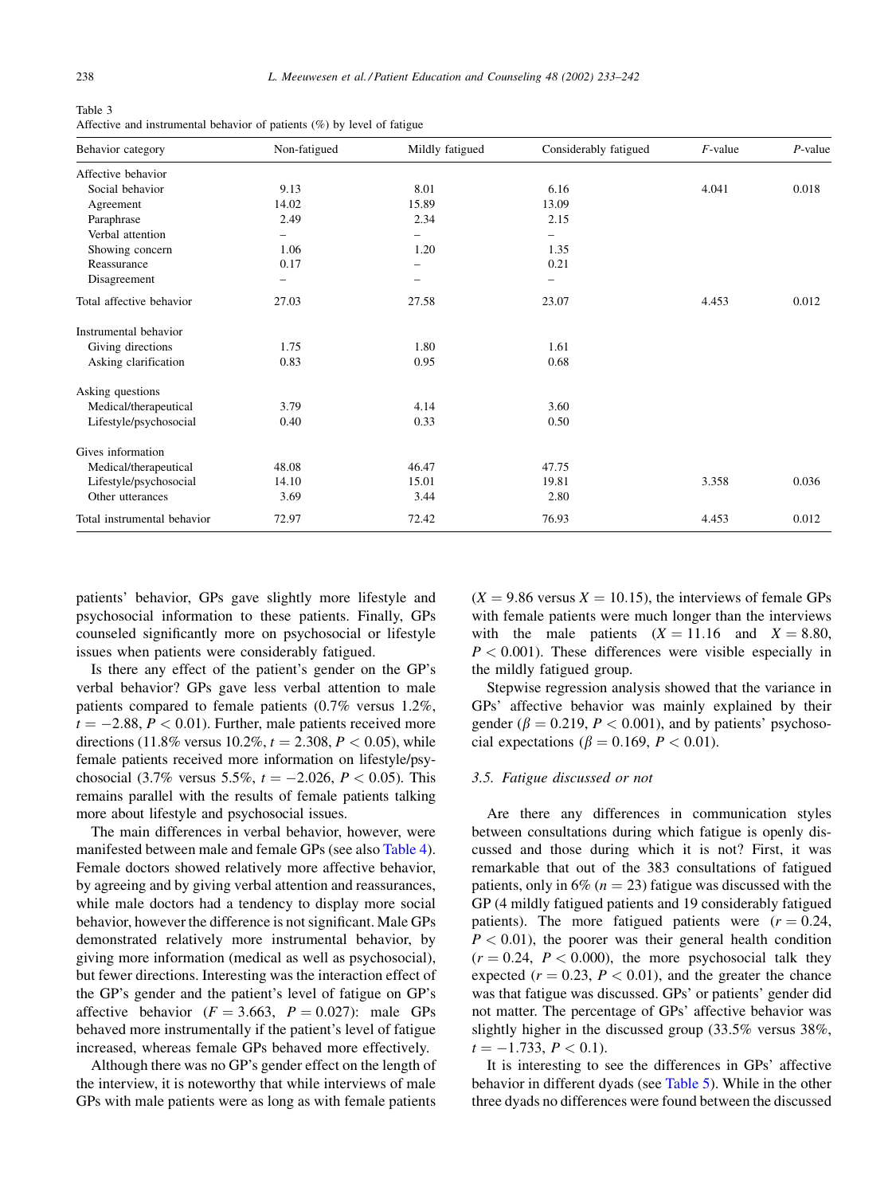Table 3
Affective and instrumental behavior of patients (%) by level of fatigue

| Behavior category | Non-fatigued | Mildly fatigued | Considerably fatigued | $F$-value | $P$-value |
|---|---|---|---|---|---|
| Affective behavior | | | | | |
| Social behavior | 9.13 | 8.01 | 6.16 | 4.041 | 0.018 |
| Agreement | 14.02 | 15.89 | 13.09 | | |
| Paraphrase | 2.49 | 2.34 | 2.15 | | |
| Verbal attention | – | – | – | | |
| Showing concern | 1.06 | 1.20 | 1.35 | | |
| Reassurance | 0.17 | – | 0.21 | | |
| Disagreement | – | – | – | | |
| Total affective behavior | 27.03 | 27.58 | 23.07 | 4.453 | 0.012 |
| Instrumental behavior | | | | | |
| Giving directions | 1.75 | 1.80 | 1.61 | | |
| Asking clarification | 0.83 | 0.95 | 0.68 | | |
| Asking questions | | | | | |
| Medical/therapeutical | 3.79 | 4.14 | 3.60 | | |
| Lifestyle/psychosocial | 0.40 | 0.33 | 0.50 | | |
| Gives information | | | | | |
| Medical/therapeutical | 48.08 | 46.47 | 47.75 | | |
| Lifestyle/psychosocial | 14.10 | 15.01 | 19.81 | 3.358 | 0.036 |
| Other utterances | 3.69 | 3.44 | 2.80 | | |
| Total instrumental behavior | 72.97 | 72.42 | 76.93 | 4.453 | 0.012 |

patients' behavior, GPs gave slightly more lifestyle and psychosocial information to these patients. Finally, GPs counseled significantly more on psychosocial or lifestyle issues when patients were considerably fatigued.

Is there any effect of the patient's gender on the GP's verbal behavior? GPs gave less verbal attention to male patients compared to female patients (0.7% versus 1.2%, $t = -2.88$, $P < 0.01$). Further, male patients received more directions (11.8% versus 10.2%, $t = 2.308$, $P < 0.05$), while female patients received more information on lifestyle/psychosocial (3.7% versus 5.5%, $t = -2.026$, $P < 0.05$). This remains parallel with the results of female patients talking more about lifestyle and psychosocial issues.

The main differences in verbal behavior, however, were manifested between male and female GPs (see also Table 4). Female doctors showed relatively more affective behavior, by agreeing and by giving verbal attention and reassurances, while male doctors had a tendency to display more social behavior, however the difference is not significant. Male GPs demonstrated relatively more instrumental behavior, by giving more information (medical as well as psychosocial), but fewer directions. Interesting was the interaction effect of the GP's gender and the patient's level of fatigue on GP's affective behavior ($F = 3.663$, $P = 0.027$): male GPs behaved more instrumentally if the patient's level of fatigue increased, whereas female GPs behaved more effectively.

Although there was no GP's gender effect on the length of the interview, it is noteworthy that while interviews of male GPs with male patients were as long as with female patients ($X = 9.86$ versus $X = 10.15$), the interviews of female GPs with female patients were much longer than the interviews with the male patients ($X = 11.16$ and $X = 8.80$, $P < 0.001$). These differences were visible especially in the mildly fatigued group.

Stepwise regression analysis showed that the variance in GPs' affective behavior was mainly explained by their gender ($\beta = 0.219$, $P < 0.001$), and by patients' psychosocial expectations ($\beta = 0.169$, $P < 0.01$).

### 3.5. Fatigue discussed or not

Are there any differences in communication styles between consultations during which fatigue is openly discussed and those during which it is not? First, it was remarkable that out of the 383 consultations of fatigued patients, only in 6% ($n = 23$) fatigue was discussed with the GP (4 mildly fatigued patients and 19 considerably fatigued patients). The more fatigued patients were ($r = 0.24$, $P < 0.01$), the poorer was their general health condition ($r = 0.24$, $P < 0.000$), the more psychosocial talk they expected ($r = 0.23$, $P < 0.01$), and the greater the chance was that fatigue was discussed. GPs' or patients' gender did not matter. The percentage of GPs' affective behavior was slightly higher in the discussed group (33.5% versus 38%, $t = -1.733$, $P < 0.1$).

It is interesting to see the differences in GPs' affective behavior in different dyads (see Table 5). While in the other three dyads no differences were found between the discussed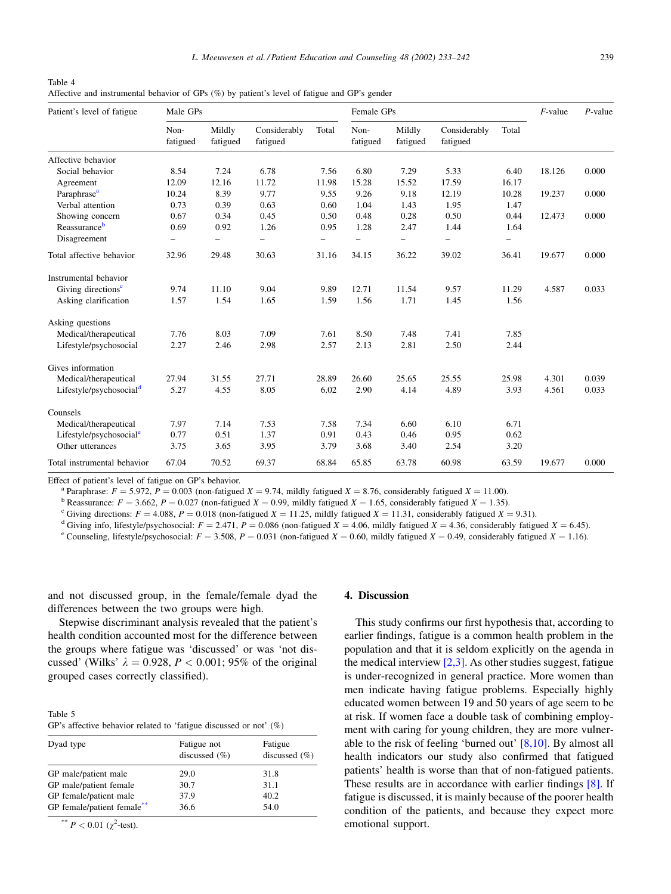Table 4
Affective and instrumental behavior of GPs (%) by patient's level of fatigue and GP's gender

| Patient's level of fatigue | Male GPs | | | | Female GPs | | | | F-value | P-value |
|---|---|---|---|---|---|---|---|---|---|---|
| | Non-fatigued | Mildly fatigued | Considerably fatigued | Total | Non-fatigued | Mildly fatigued | Considerably fatigued | Total | | |
| Affective behavior | | | | | | | | | | |
| Social behavior | 8.54 | 7.24 | 6.78 | 7.56 | 6.80 | 7.29 | 5.33 | 6.40 | 18.126 | 0.000 |
| Agreement | 12.09 | 12.16 | 11.72 | 11.98 | 15.28 | 15.52 | 17.59 | 16.17 | | |
| Paraphrase[a] | 10.24 | 8.39 | 9.77 | 9.55 | 9.26 | 9.18 | 12.19 | 10.28 | 19.237 | 0.000 |
| Verbal attention | 0.73 | 0.39 | 0.63 | 0.60 | 1.04 | 1.43 | 1.95 | 1.47 | | |
| Showing concern | 0.67 | 0.34 | 0.45 | 0.50 | 0.48 | 0.28 | 0.50 | 0.44 | 12.473 | 0.000 |
| Reassurance[b] | 0.69 | 0.92 | 1.26 | 0.95 | 1.28 | 2.47 | 1.44 | 1.64 | | |
| Disagreement | – | – | – | – | – | – | – | – | | |
| Total affective behavior | 32.96 | 29.48 | 30.63 | 31.16 | 34.15 | 36.22 | 39.02 | 36.41 | 19.677 | 0.000 |
| Instrumental behavior | | | | | | | | | | |
| Giving directions[c] | 9.74 | 11.10 | 9.04 | 9.89 | 12.71 | 11.54 | 9.57 | 11.29 | 4.587 | 0.033 |
| Asking clarification | 1.57 | 1.54 | 1.65 | 1.59 | 1.56 | 1.71 | 1.45 | 1.56 | | |
| Asking questions | | | | | | | | | | |
| Medical/therapeutical | 7.76 | 8.03 | 7.09 | 7.61 | 8.50 | 7.48 | 7.41 | 7.85 | | |
| Lifestyle/psychosocial | 2.27 | 2.46 | 2.98 | 2.57 | 2.13 | 2.81 | 2.50 | 2.44 | | |
| Gives information | | | | | | | | | | |
| Medical/therapeutical | 27.94 | 31.55 | 27.71 | 28.89 | 26.60 | 25.65 | 25.55 | 25.98 | 4.301 | 0.039 |
| Lifestyle/psychosocial[d] | 5.27 | 4.55 | 8.05 | 6.02 | 2.90 | 4.14 | 4.89 | 3.93 | 4.561 | 0.033 |
| Counsels | | | | | | | | | | |
| Medical/therapeutical | 7.97 | 7.14 | 7.53 | 7.58 | 7.34 | 6.60 | 6.10 | 6.71 | | |
| Lifestyle/psychosocial[e] | 0.77 | 0.51 | 1.37 | 0.91 | 0.43 | 0.46 | 0.95 | 0.62 | | |
| Other utterances | 3.75 | 3.65 | 3.95 | 3.79 | 3.68 | 3.40 | 2.54 | 3.20 | | |
| Total instrumental behavior | 67.04 | 70.52 | 69.37 | 68.84 | 65.85 | 63.78 | 60.98 | 63.59 | 19.677 | 0.000 |

Effect of patient's level of fatigue on GP's behavior.

[a] Paraphrase: $F = 5.972$, $P = 0.003$ (non-fatigued $X = 9.74$, mildly fatigued $X = 8.76$, considerably fatigued $X = 11.00$).

[b] Reassurance: $F = 3.662$, $P = 0.027$ (non-fatigued $X = 0.99$, mildly fatigued $X = 1.65$, considerably fatigued $X = 1.35$).

[c] Giving directions: $F = 4.088$, $P = 0.018$ (non-fatigued $X = 11.25$, mildly fatigued $X = 11.31$, considerably fatigued $X = 9.31$).

[d] Giving info, lifestyle/psychosocial: $F = 2.471$, $P = 0.086$ (non-fatigued $X = 4.06$, mildly fatigued $X = 4.36$, considerably fatigued $X = 6.45$).

[e] Counseling, lifestyle/psychosocial: $F = 3.508$, $P = 0.031$ (non-fatigued $X = 0.60$, mildly fatigued $X = 0.49$, considerably fatigued $X = 1.16$).

and not discussed group, in the female/female dyad the differences between the two groups were high.

Stepwise discriminant analysis revealed that the patient's health condition accounted most for the difference between the groups where fatigue was 'discussed' or was 'not discussed' (Wilks' $\lambda = 0.928$, $P < 0.001$; 95% of the original grouped cases correctly classified).

Table 5
GP's affective behavior related to 'fatigue discussed or not' (%)

| Dyad type | Fatigue not discussed (%) | Fatigue discussed (%) |
|---|---|---|
| GP male/patient male | 29.0 | 31.8 |
| GP male/patient female | 30.7 | 31.1 |
| GP female/patient male | 37.9 | 40.2 |
| GP female/patient female** | 36.6 | 54.0 |

** $P < 0.01$ ($\chi^2$-test).

## 4. Discussion

This study confirms our first hypothesis that, according to earlier findings, fatigue is a common health problem in the population and that it is seldom explicitly on the agenda in the medical interview [2,3]. As other studies suggest, fatigue is under-recognized in general practice. More women than men indicate having fatigue problems. Especially highly educated women between 19 and 50 years of age seem to be at risk. If women face a double task of combining employment with caring for young children, they are more vulnerable to the risk of feeling 'burned out' [8,10]. By almost all health indicators our study also confirmed that fatigued patients' health is worse than that of non-fatigued patients. These results are in accordance with earlier findings [8]. If fatigue is discussed, it is mainly because of the poorer health condition of the patients, and because they expect more emotional support.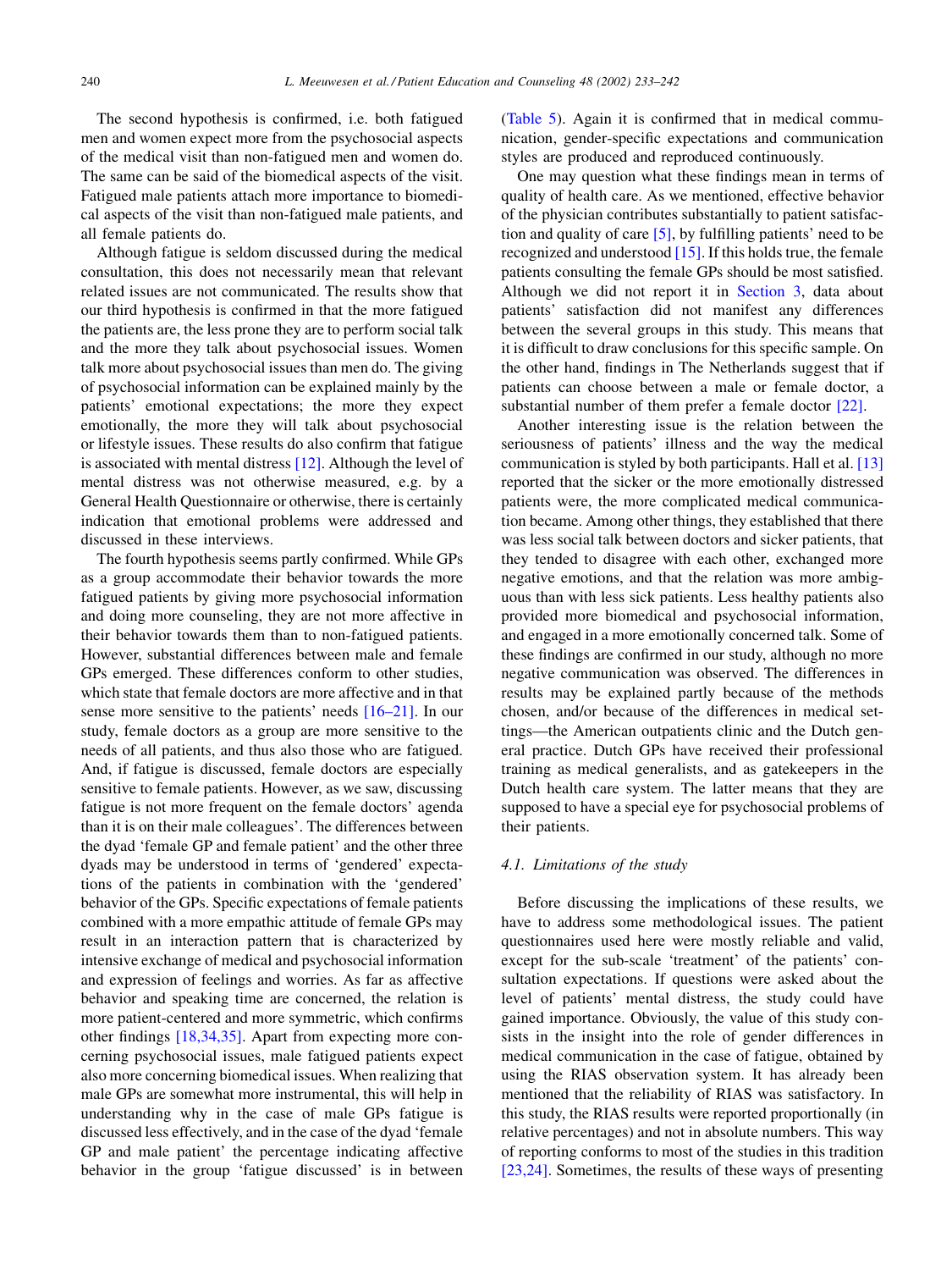The second hypothesis is confirmed, i.e. both fatigued men and women expect more from the psychosocial aspects of the medical visit than non-fatigued men and women do. The same can be said of the biomedical aspects of the visit. Fatigued male patients attach more importance to biomedical aspects of the visit than non-fatigued male patients, and all female patients do.

Although fatigue is seldom discussed during the medical consultation, this does not necessarily mean that relevant related issues are not communicated. The results show that our third hypothesis is confirmed in that the more fatigued the patients are, the less prone they are to perform social talk and the more they talk about psychosocial issues. Women talk more about psychosocial issues than men do. The giving of psychosocial information can be explained mainly by the patients' emotional expectations; the more they expect emotionally, the more they will talk about psychosocial or lifestyle issues. These results do also confirm that fatigue is associated with mental distress [12]. Although the level of mental distress was not otherwise measured, e.g. by a General Health Questionnaire or otherwise, there is certainly indication that emotional problems were addressed and discussed in these interviews.

The fourth hypothesis seems partly confirmed. While GPs as a group accommodate their behavior towards the more fatigued patients by giving more psychosocial information and doing more counseling, they are not more affective in their behavior towards them than to non-fatigued patients. However, substantial differences between male and female GPs emerged. These differences conform to other studies, which state that female doctors are more affective and in that sense more sensitive to the patients' needs [16–21]. In our study, female doctors as a group are more sensitive to the needs of all patients, and thus also those who are fatigued. And, if fatigue is discussed, female doctors are especially sensitive to female patients. However, as we saw, discussing fatigue is not more frequent on the female doctors' agenda than it is on their male colleagues'. The differences between the dyad 'female GP and female patient' and the other three dyads may be understood in terms of 'gendered' expectations of the patients in combination with the 'gendered' behavior of the GPs. Specific expectations of female patients combined with a more empathic attitude of female GPs may result in an interaction pattern that is characterized by intensive exchange of medical and psychosocial information and expression of feelings and worries. As far as affective behavior and speaking time are concerned, the relation is more patient-centered and more symmetric, which confirms other findings [18,34,35]. Apart from expecting more concerning psychosocial issues, male fatigued patients expect also more concerning biomedical issues. When realizing that male GPs are somewhat more instrumental, this will help in understanding why in the case of male GPs fatigue is discussed less effectively, and in the case of the dyad 'female GP and male patient' the percentage indicating affective behavior in the group 'fatigue discussed' is in between (Table 5). Again it is confirmed that in medical communication, gender-specific expectations and communication styles are produced and reproduced continuously.

One may question what these findings mean in terms of quality of health care. As we mentioned, effective behavior of the physician contributes substantially to patient satisfaction and quality of care [5], by fulfilling patients' need to be recognized and understood [15]. If this holds true, the female patients consulting the female GPs should be most satisfied. Although we did not report it in Section 3, data about patients' satisfaction did not manifest any differences between the several groups in this study. This means that it is difficult to draw conclusions for this specific sample. On the other hand, findings in The Netherlands suggest that if patients can choose between a male or female doctor, a substantial number of them prefer a female doctor [22].

Another interesting issue is the relation between the seriousness of patients' illness and the way the medical communication is styled by both participants. Hall et al. [13] reported that the sicker or the more emotionally distressed patients were, the more complicated medical communication became. Among other things, they established that there was less social talk between doctors and sicker patients, that they tended to disagree with each other, exchanged more negative emotions, and that the relation was more ambiguous than with less sick patients. Less healthy patients also provided more biomedical and psychosocial information, and engaged in a more emotionally concerned talk. Some of these findings are confirmed in our study, although no more negative communication was observed. The differences in results may be explained partly because of the methods chosen, and/or because of the differences in medical settings—the American outpatients clinic and the Dutch general practice. Dutch GPs have received their professional training as medical generalists, and as gatekeepers in the Dutch health care system. The latter means that they are supposed to have a special eye for psychosocial problems of their patients.

### 4.1. Limitations of the study

Before discussing the implications of these results, we have to address some methodological issues. The patient questionnaires used here were mostly reliable and valid, except for the sub-scale 'treatment' of the patients' consultation expectations. If questions were asked about the level of patients' mental distress, the study could have gained importance. Obviously, the value of this study consists in the insight into the role of gender differences in medical communication in the case of fatigue, obtained by using the RIAS observation system. It has already been mentioned that the reliability of RIAS was satisfactory. In this study, the RIAS results were reported proportionally (in relative percentages) and not in absolute numbers. This way of reporting conforms to most of the studies in this tradition [23,24]. Sometimes, the results of these ways of presenting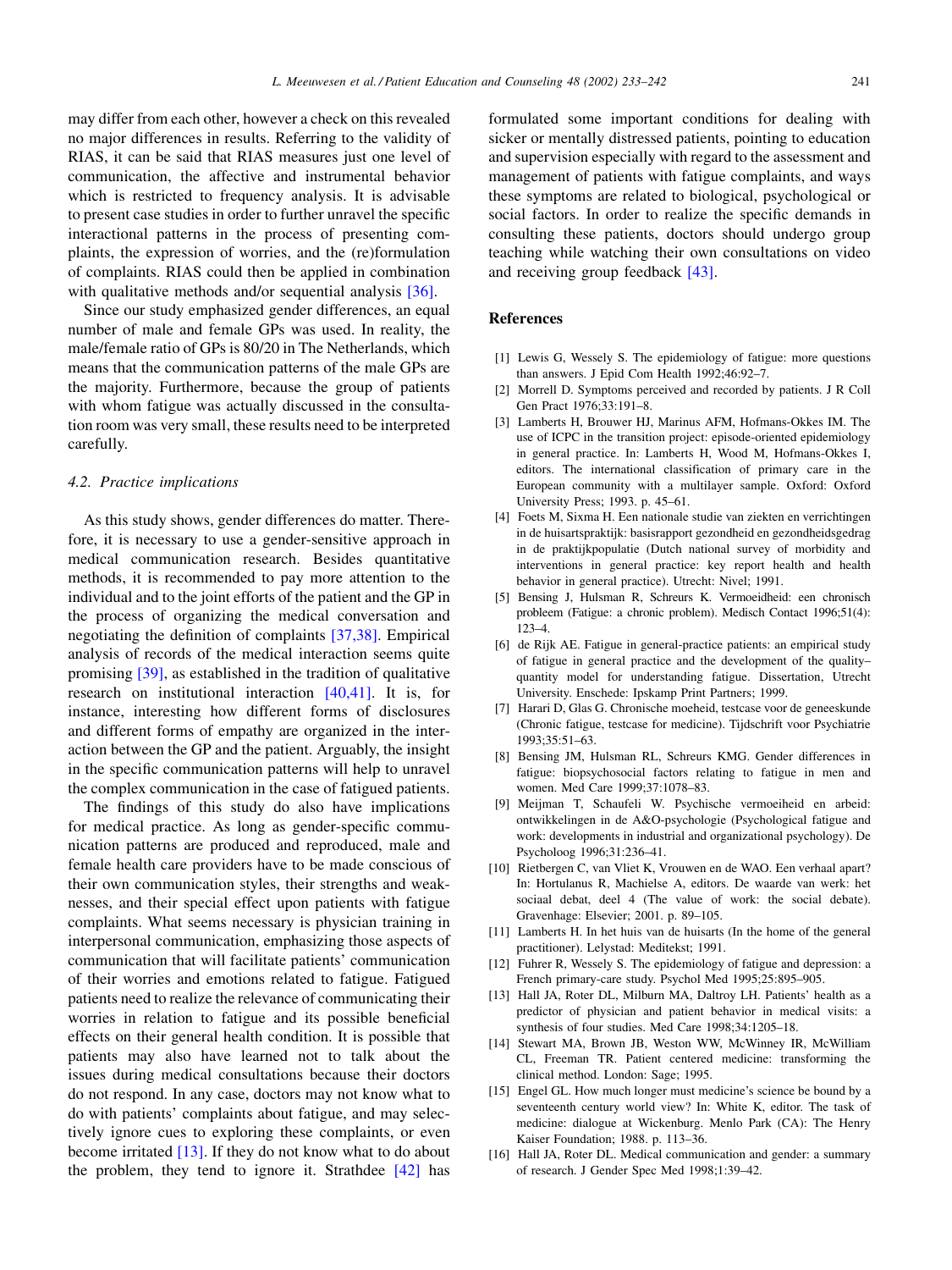may differ from each other, however a check on this revealed no major differences in results. Referring to the validity of RIAS, it can be said that RIAS measures just one level of communication, the affective and instrumental behavior which is restricted to frequency analysis. It is advisable to present case studies in order to further unravel the specific interactional patterns in the process of presenting complaints, the expression of worries, and the (re)formulation of complaints. RIAS could then be applied in combination with qualitative methods and/or sequential analysis [36].

Since our study emphasized gender differences, an equal number of male and female GPs was used. In reality, the male/female ratio of GPs is 80/20 in The Netherlands, which means that the communication patterns of the male GPs are the majority. Furthermore, because the group of patients with whom fatigue was actually discussed in the consultation room was very small, these results need to be interpreted carefully.

### 4.2. Practice implications

As this study shows, gender differences do matter. Therefore, it is necessary to use a gender-sensitive approach in medical communication research. Besides quantitative methods, it is recommended to pay more attention to the individual and to the joint efforts of the patient and the GP in the process of organizing the medical conversation and negotiating the definition of complaints [37,38]. Empirical analysis of records of the medical interaction seems quite promising [39], as established in the tradition of qualitative research on institutional interaction [40,41]. It is, for instance, interesting how different forms of disclosures and different forms of empathy are organized in the interaction between the GP and the patient. Arguably, the insight in the specific communication patterns will help to unravel the complex communication in the case of fatigued patients.

The findings of this study do also have implications for medical practice. As long as gender-specific communication patterns are produced and reproduced, male and female health care providers have to be made conscious of their own communication styles, their strengths and weaknesses, and their special effect upon patients with fatigue complaints. What seems necessary is physician training in interpersonal communication, emphasizing those aspects of communication that will facilitate patients' communication of their worries and emotions related to fatigue. Fatigued patients need to realize the relevance of communicating their worries in relation to fatigue and its possible beneficial effects on their general health condition. It is possible that patients may also have learned not to talk about the issues during medical consultations because their doctors do not respond. In any case, doctors may not know what to do with patients' complaints about fatigue, and may selectively ignore cues to exploring these complaints, or even become irritated [13]. If they do not know what to do about the problem, they tend to ignore it. Strathdee [42] has formulated some important conditions for dealing with sicker or mentally distressed patients, pointing to education and supervision especially with regard to the assessment and management of patients with fatigue complaints, and ways these symptoms are related to biological, psychological or social factors. In order to realize the specific demands in consulting these patients, doctors should undergo group teaching while watching their own consultations on video and receiving group feedback [43].

## References

[1] Lewis G, Wessely S. The epidemiology of fatigue: more questions than answers. J Epid Com Health 1992;46:92–7.

[2] Morrell D. Symptoms perceived and recorded by patients. J R Coll Gen Pract 1976;33:191–8.

[3] Lamberts H, Brouwer HJ, Marinus AFM, Hofmans-Okkes IM. The use of ICPC in the transition project: episode-oriented epidemiology in general practice. In: Lamberts H, Wood M, Hofmans-Okkes I, editors. The international classification of primary care in the European community with a multilayer sample. Oxford: Oxford University Press; 1993. p. 45–61.

[4] Foets M, Sixma H. Een nationale studie van ziekten en verrichtingen in de huisartspraktijk: basisrapport gezondheid en gezondheidsgedrag in de praktijkpopulatie (Dutch national survey of morbidity and interventions in general practice: key report health and health behavior in general practice). Utrecht: Nivel; 1991.

[5] Bensing J, Hulsman R, Schreurs K. Vermoeidheid: een chronisch probleem (Fatigue: a chronic problem). Medisch Contact 1996;51(4):123–4.

[6] de Rijk AE. Fatigue in general-practice patients: an empirical study of fatigue in general practice and the development of the quality–quantity model for understanding fatigue. Dissertation, Utrecht University. Enschede: Ipskamp Print Partners; 1999.

[7] Harari D, Glas G. Chronische moeheid, testcase voor de geneeskunde (Chronic fatigue, testcase for medicine). Tijdschrift voor Psychiatrie 1993;35:51–63.

[8] Bensing JM, Hulsman RL, Schreurs KMG. Gender differences in fatigue: biopsychosocial factors relating to fatigue in men and women. Med Care 1999;37:1078–83.

[9] Meijman T, Schaufeli W. Psychische vermoeiheid en arbeid: ontwikkelingen in de A&O-psychologie (Psychological fatigue and work: developments in industrial and organizational psychology). De Psycholoog 1996;31:236–41.

[10] Rietbergen C, van Vliet K, Vrouwen en de WAO. Een verhaal apart? In: Hortulanus R, Machielse A, editors. De waarde van werk: het sociaal debat, deel 4 (The value of work: the social debate). Gravenhage: Elsevier; 2001. p. 89–105.

[11] Lamberts H. In het huis van de huisarts (In the home of the general practitioner). Lelystad: Meditekst; 1991.

[12] Fuhrer R, Wessely S. The epidemiology of fatigue and depression: a French primary-care study. Psychol Med 1995;25:895–905.

[13] Hall JA, Roter DL, Milburn MA, Daltroy LH. Patients' health as a predictor of physician and patient behavior in medical visits: a synthesis of four studies. Med Care 1998;34:1205–18.

[14] Stewart MA, Brown JB, Weston WW, McWinney IR, McWilliam CL, Freeman TR. Patient centered medicine: transforming the clinical method. London: Sage; 1995.

[15] Engel GL. How much longer must medicine's science be bound by a seventeenth century world view? In: White K, editor. The task of medicine: dialogue at Wickenburg. Menlo Park (CA): The Henry Kaiser Foundation; 1988. p. 113–36.

[16] Hall JA, Roter DL. Medical communication and gender: a summary of research. J Gender Spec Med 1998;1:39–42.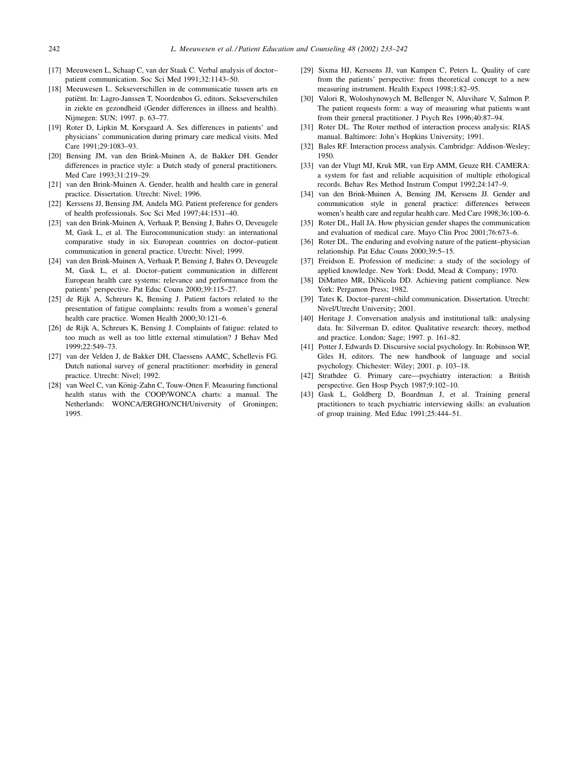[17] Meeuwesen L, Schaap C, van der Staak C. Verbal analysis of doctor–patient communication. Soc Sci Med 1991;32:1143–50.

[18] Meeuwesen L. Sekseverschillen in de communicatie tussen arts en patiënt. In: Lagro-Janssen T, Noordenbos G, editors. Sekseverschilen in ziekte en gezondheid (Gender differences in illness and health). Nijmegen: SUN; 1997. p. 63–77.

[19] Roter D, Lipkin M, Korsgaard A. Sex differences in patients' and physicians' communication during primary care medical visits. Med Care 1991;29:1083–93.

[20] Bensing JM, van den Brink-Muinen A, de Bakker DH. Gender differences in practice style: a Dutch study of general practitioners. Med Care 1993;31:219–29.

[21] van den Brink-Muinen A. Gender, health and health care in general practice. Dissertation. Utrecht: Nivel; 1996.

[22] Kerssens JJ, Bensing JM, Andela MG. Patient preference for genders of health professionals. Soc Sci Med 1997;44:1531–40.

[23] van den Brink-Muinen A, Verhaak P, Bensing J, Bahrs O, Deveugele M, Gask L, et al. The Eurocommunication study: an international comparative study in six European countries on doctor–patient communication in general practice. Utrecht: Nivel; 1999.

[24] van den Brink-Muinen A, Verhaak P, Bensing J, Bahrs O, Deveugele M, Gask L, et al. Doctor–patient communication in different European health care systems: relevance and performance from the patients' perspective. Pat Educ Couns 2000;39:115–27.

[25] de Rijk A, Schreurs K, Bensing J. Patient factors related to the presentation of fatigue complaints: results from a women's general health care practice. Women Health 2000;30:121–6.

[26] de Rijk A, Schreurs K, Bensing J. Complaints of fatigue: related to too much as well as too little external stimulation? J Behav Med 1999;22:549–73.

[27] van der Velden J, de Bakker DH, Claessens AAMC, Schellevis FG. Dutch national survey of general practitioner: morbidity in general practice. Utrecht: Nivel; 1992.

[28] van Weel C, van König-Zahn C, Touw-Otten F. Measuring functional health status with the COOP/WONCA charts: a manual. The Netherlands: WONCA/ERGHO/NCH/University of Groningen; 1995.

[29] Sixma HJ, Kerssens JJ, van Kampen C, Peters L. Quality of care from the patients' perspective: from theoretical concept to a new measuring instrument. Health Expect 1998;1:82–95.

[30] Valori R, Woloshynowych M, Bellenger N, Aluvihare V, Salmon P. The patient requests form: a way of measuring what patients want from their general practitioner. J Psych Res 1996;40:87–94.

[31] Roter DL. The Roter method of interaction process analysis: RIAS manual. Baltimore: John's Hopkins University; 1991.

[32] Bales RF. Interaction process analysis. Cambridge: Addison-Wesley; 1950.

[33] van der Vlugt MJ, Kruk MR, van Erp AMM, Geuze RH. CAMERA: a system for fast and reliable acquisition of multiple ethological records. Behav Res Method Instrum Comput 1992;24:147–9.

[34] van den Brink-Muinen A, Bensing JM, Kerssens JJ. Gender and communication style in general practice: differences between women's health care and regular health care. Med Care 1998;36:100–6.

[35] Roter DL, Hall JA. How physician gender shapes the communication and evaluation of medical care. Mayo Clin Proc 2001;76:673–6.

[36] Roter DL. The enduring and evolving nature of the patient–physician relationship. Pat Educ Couns 2000;39:5–15.

[37] Freidson E. Profession of medicine: a study of the sociology of applied knowledge. New York: Dodd, Mead & Company; 1970.

[38] DiMatteo MR, DiNicola DD. Achieving patient compliance. New York: Pergamon Press; 1982.

[39] Tates K. Doctor–parent–child communication. Dissertation. Utrecht: Nivel/Utrecht University; 2001.

[40] Heritage J. Conversation analysis and institutional talk: analysing data. In: Silverman D, editor. Qualitative research: theory, method and practice. London: Sage; 1997. p. 161–82.

[41] Potter J, Edwards D. Discursive social psychology. In: Robinson WP, Giles H, editors. The new handbook of language and social psychology. Chichester: Wiley; 2001. p. 103–18.

[42] Strathdee G. Primary care—psychiatry interaction: a British perspective. Gen Hosp Psych 1987;9:102–10.

[43] Gask L, Goldberg D, Boardman J, et al. Training general practitioners to teach psychiatric interviewing skills: an evaluation of group training. Med Educ 1991;25:444–51.